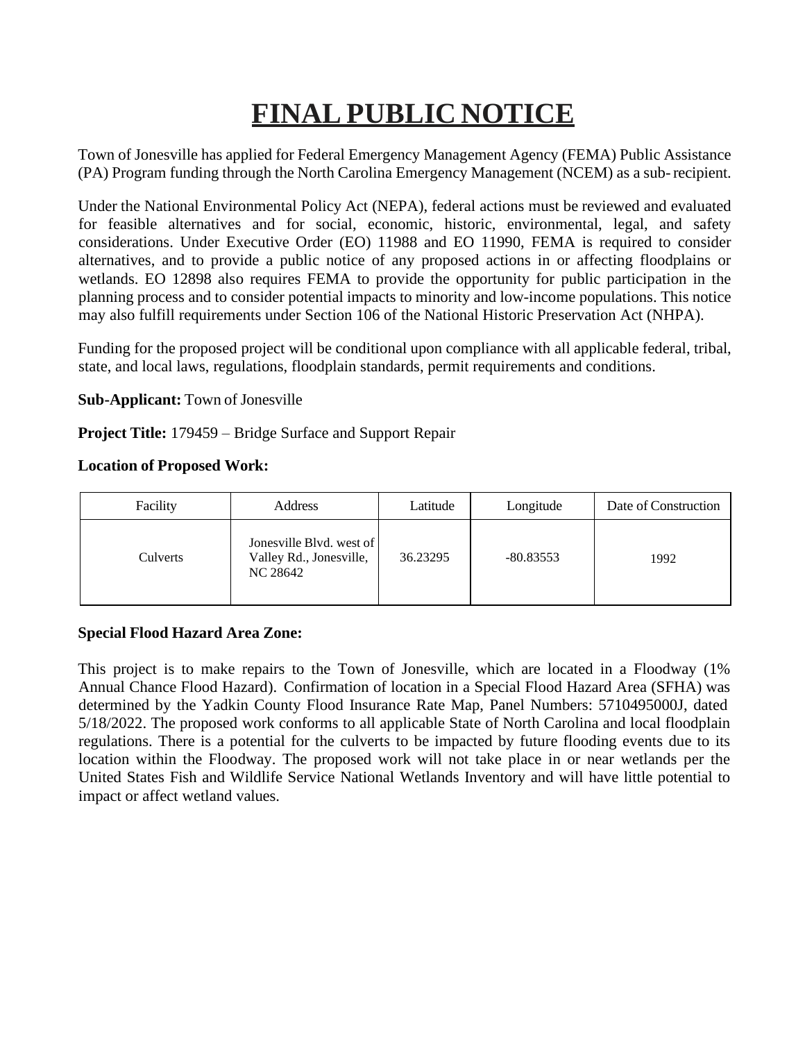# FINAL PUBLIC NOTICE

Town of Jonesville has applied for Federal Emergency Management Agency (FEMA) Public Assistance (PA) Program funding through the North Carolina Emergency Management (NCEM) as a sub- recipient.

Under the National Environmental Policy Act (NEPA), federal actions must be reviewed and evaluated for feasible alternatives and for social, economic, historic, environmental, legal, and safety considerations. Under Executive Order (EO) 11988 and EO 11990, FEMA is required to consider alternatives, and to provide a public notice of any proposed actions in or affecting floodplains or wetlands. EO 12898 also requires FEMA to provide the opportunity for public participation in the planning process and to consider potential impacts to minority and low-income populations. This notice may also fulfill requirements under Section 106 of the National Historic Preservation Act (NHPA).

Funding for the proposed project will be conditional upon compliance with all applicable federal, tribal, state, and local laws, regulations, floodplain standards, permit requirements and conditions.

**Sub-Applicant:** Town of Jonesville

**Project Title:** 179459 – Bridge Surface and Support Repair

**Location of Proposed Work:**

| Facility | Address | Latitude | Longitude | Date of Construction |
|---|---|---|---|---|
| Culverts | Jonesville Blvd. west of Valley Rd., Jonesville, NC 28642 | 36.23295 | -80.83553 | 1992 |

**Special Flood Hazard Area Zone:**

This project is to make repairs to the Town of Jonesville, which are located in a Floodway (1% Annual Chance Flood Hazard). Confirmation of location in a Special Flood Hazard Area (SFHA) was determined by the Yadkin County Flood Insurance Rate Map, Panel Numbers: 5710495000J, dated 5/18/2022. The proposed work conforms to all applicable State of North Carolina and local floodplain regulations. There is a potential for the culverts to be impacted by future flooding events due to its location within the Floodway. The proposed work will not take place in or near wetlands per the United States Fish and Wildlife Service National Wetlands Inventory and will have little potential to impact or affect wetland values.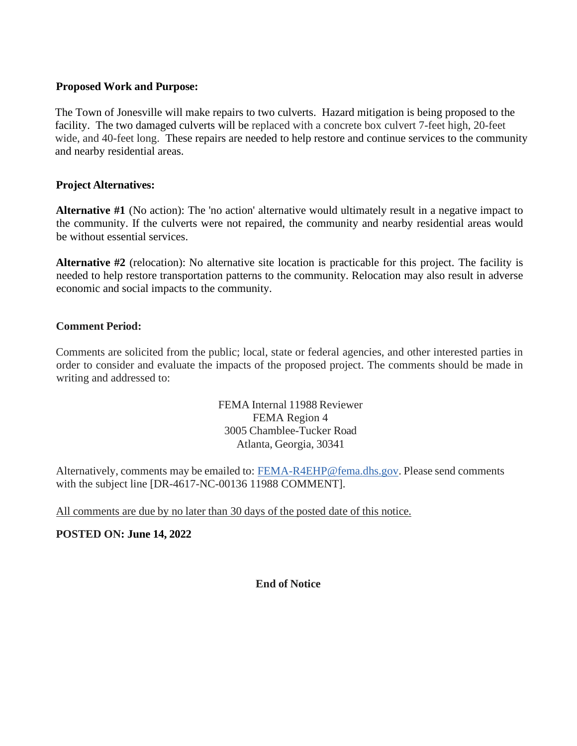**Proposed Work and Purpose:**

The Town of Jonesville will make repairs to two culverts. Hazard mitigation is being proposed to the facility. The two damaged culverts will be replaced with a concrete box culvert 7-feet high, 20-feet wide, and 40-feet long. These repairs are needed to help restore and continue services to the community and nearby residential areas.

**Project Alternatives:**

**Alternative #1** (No action): The 'no action' alternative would ultimately result in a negative impact to the community. If the culverts were not repaired, the community and nearby residential areas would be without essential services.

**Alternative #2** (relocation): No alternative site location is practicable for this project. The facility is needed to help restore transportation patterns to the community. Relocation may also result in adverse economic and social impacts to the community.

**Comment Period:**

Comments are solicited from the public; local, state or federal agencies, and other interested parties in order to consider and evaluate the impacts of the proposed project. The comments should be made in writing and addressed to:

FEMA Internal 11988 Reviewer
FEMA Region 4
3005 Chamblee-Tucker Road
Atlanta, Georgia, 30341

Alternatively, comments may be emailed to: FEMA-R4EHP@fema.dhs.gov. Please send comments with the subject line [DR-4617-NC-00136 11988 COMMENT].

<u>All comments are due by no later than 30 days of the posted date of this notice.</u>

**POSTED ON: June 14, 2022**

**End of Notice**